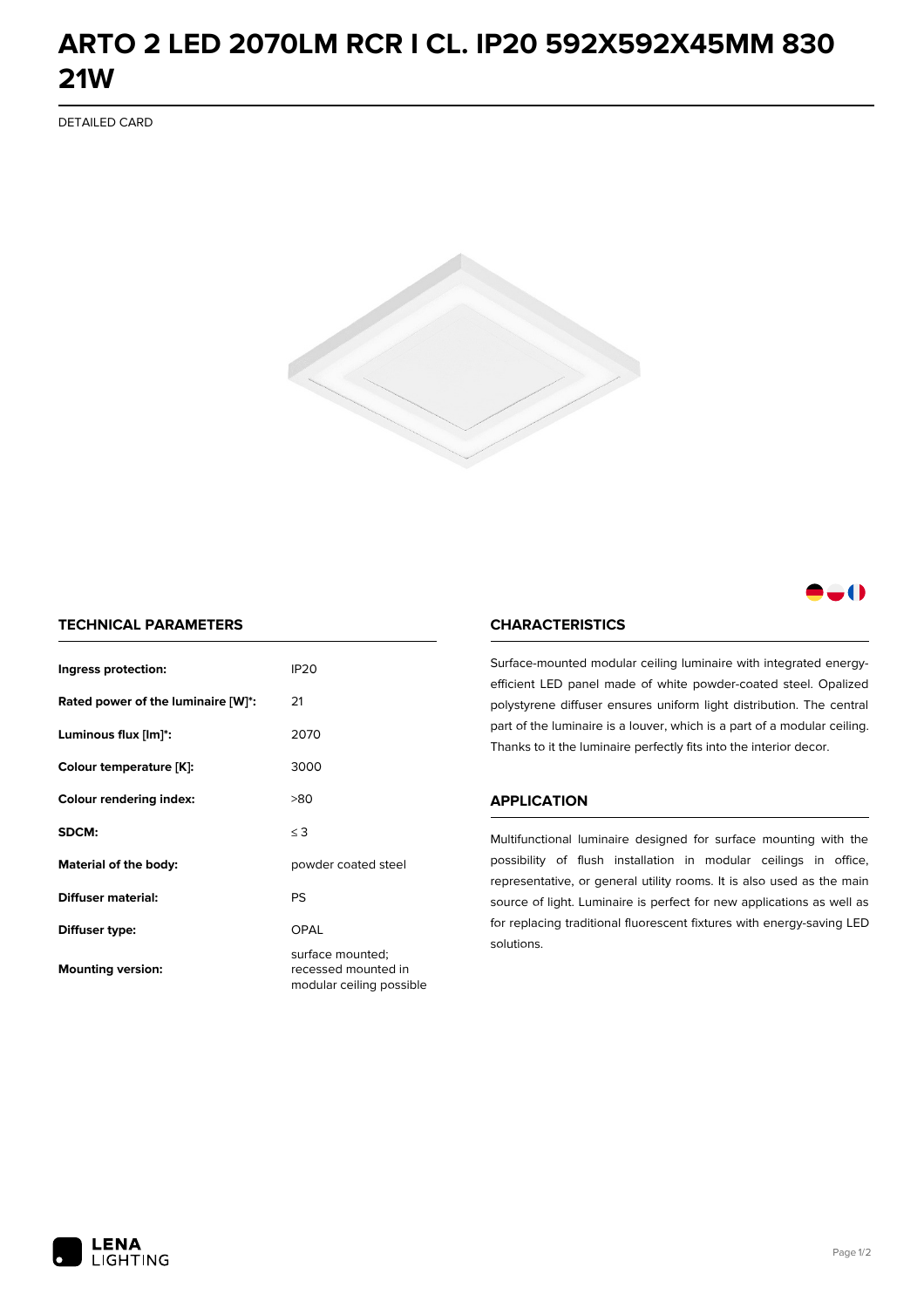# ARTO 2 LED 2070LM RCR I CL. IP20 592X592X45MM 830 21W

DETAILED CARD

## TECHNICAL PARAMETERS

| | |
|---|---|
| **Ingress protection:** | IP20 |
| **Rated power of the luminaire [W]*:** | 21 |
| **Luminous flux [lm]*:** | 2070 |
| **Colour temperature [K]:** | 3000 |
| **Colour rendering index:** | >80 |
| **SDCM:** | ≤ 3 |
| **Material of the body:** | powder coated steel |
| **Diffuser material:** | PS |
| **Diffuser type:** | OPAL |
| **Mounting version:** | surface mounted; recessed mounted in modular ceiling possible |

## CHARACTERISTICS

Surface-mounted modular ceiling luminaire with integrated energy-efficient LED panel made of white powder-coated steel. Opalized polystyrene diffuser ensures uniform light distribution. The central part of the luminaire is a louver, which is a part of a modular ceiling. Thanks to it the luminaire perfectly fits into the interior decor.

## APPLICATION

Multifunctional luminaire designed for surface mounting with the possibility of flush installation in modular ceilings in office, representative, or general utility rooms. It is also used as the main source of light. Luminaire is perfect for new applications as well as for replacing traditional fluorescent fixtures with energy-saving LED solutions.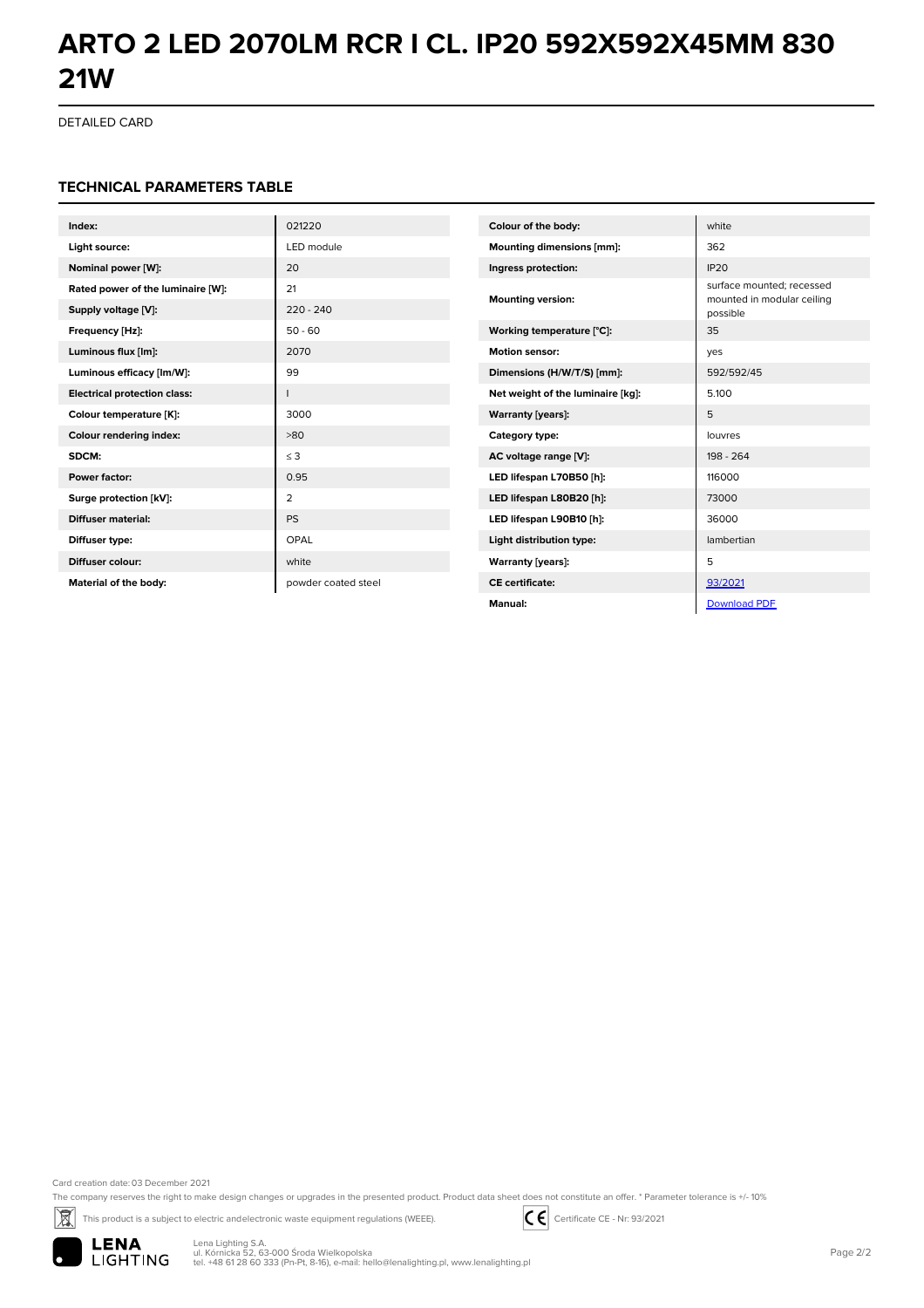# ARTO 2 LED 2070LM RCR I CL. IP20 592X592X45MM 830 21W

DETAILED CARD

### TECHNICAL PARAMETERS TABLE

| | |
|---|---|
| **Index:** | 021220 |
| **Light source:** | LED module |
| **Nominal power [W]:** | 20 |
| **Rated power of the luminaire [W]:** | 21 |
| **Supply voltage [V]:** | 220 - 240 |
| **Frequency [Hz]:** | 50 - 60 |
| **Luminous flux [lm]:** | 2070 |
| **Luminous efficacy [lm/W]:** | 99 |
| **Electrical protection class:** | I |
| **Colour temperature [K]:** | 3000 |
| **Colour rendering index:** | >80 |
| **SDCM:** | ≤ 3 |
| **Power factor:** | 0.95 |
| **Surge protection [kV]:** | 2 |
| **Diffuser material:** | PS |
| **Diffuser type:** | OPAL |
| **Diffuser colour:** | white |
| **Material of the body:** | powder coated steel |

| | |
|---|---|
| **Colour of the body:** | white |
| **Mounting dimensions [mm]:** | 362 |
| **Ingress protection:** | IP20 |
| **Mounting version:** | surface mounted; recessed mounted in modular ceiling possible |
| **Working temperature [°C]:** | 35 |
| **Motion sensor:** | yes |
| **Dimensions (H/W/T/S) [mm]:** | 592/592/45 |
| **Net weight of the luminaire [kg]:** | 5.100 |
| **Warranty [years]:** | 5 |
| **Category type:** | louvres |
| **AC voltage range [V]:** | 198 - 264 |
| **LED lifespan L70B50 [h]:** | 116000 |
| **LED lifespan L80B20 [h]:** | 73000 |
| **LED lifespan L90B10 [h]:** | 36000 |
| **Light distribution type:** | lambertian |
| **Warranty [years]:** | 5 |
| **CE certificate:** | 93/2021 |
| **Manual:** | Download PDF |

Card creation date: 03 December 2021

The company reserves the right to make design changes or upgrades in the presented product. Product data sheet does not constitute an offer. * Parameter tolerance is +/- 10%

This product is a subject to electric andelectronic waste equipment regulations (WEEE).

Certificate CE - Nr: 93/2021

LENA LIGHTING

Lena Lighting S.A.
ul. Kórnicka 52, 63-000 Środa Wielkopolska
tel. +48 61 28 60 333 (Pn-Pt, 8-16), e-mail: hello@lenalighting.pl, www.lenalighting.pl